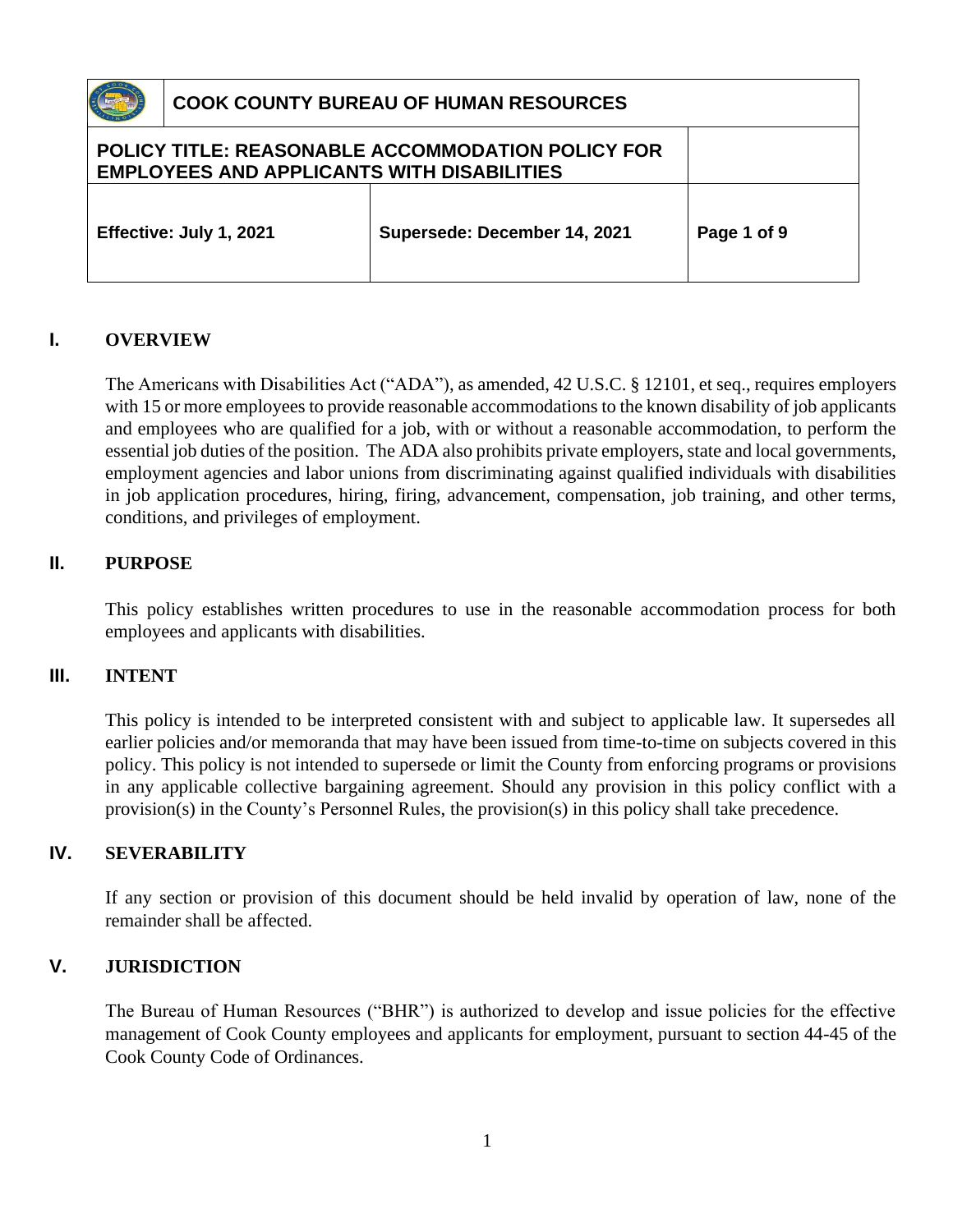| COOK COUNTY BUREAU OF HUMAN RESOURCES | | |
|---|---|---|
| **POLICY TITLE: REASONABLE ACCOMMODATION POLICY FOR EMPLOYEES AND APPLICANTS WITH DISABILITIES** | | |
| **Effective: July 1, 2021** | **Supersede: December 14, 2021** | **Page 1 of 9** |

## I. OVERVIEW

The Americans with Disabilities Act ("ADA"), as amended, 42 U.S.C. § 12101, et seq., requires employers with 15 or more employees to provide reasonable accommodations to the known disability of job applicants and employees who are qualified for a job, with or without a reasonable accommodation, to perform the essential job duties of the position. The ADA also prohibits private employers, state and local governments, employment agencies and labor unions from discriminating against qualified individuals with disabilities in job application procedures, hiring, firing, advancement, compensation, job training, and other terms, conditions, and privileges of employment.

## II. PURPOSE

This policy establishes written procedures to use in the reasonable accommodation process for both employees and applicants with disabilities.

## III. INTENT

This policy is intended to be interpreted consistent with and subject to applicable law. It supersedes all earlier policies and/or memoranda that may have been issued from time-to-time on subjects covered in this policy. This policy is not intended to supersede or limit the County from enforcing programs or provisions in any applicable collective bargaining agreement. Should any provision in this policy conflict with a provision(s) in the County's Personnel Rules, the provision(s) in this policy shall take precedence.

## IV. SEVERABILITY

If any section or provision of this document should be held invalid by operation of law, none of the remainder shall be affected.

## V. JURISDICTION

The Bureau of Human Resources ("BHR") is authorized to develop and issue policies for the effective management of Cook County employees and applicants for employment, pursuant to section 44-45 of the Cook County Code of Ordinances.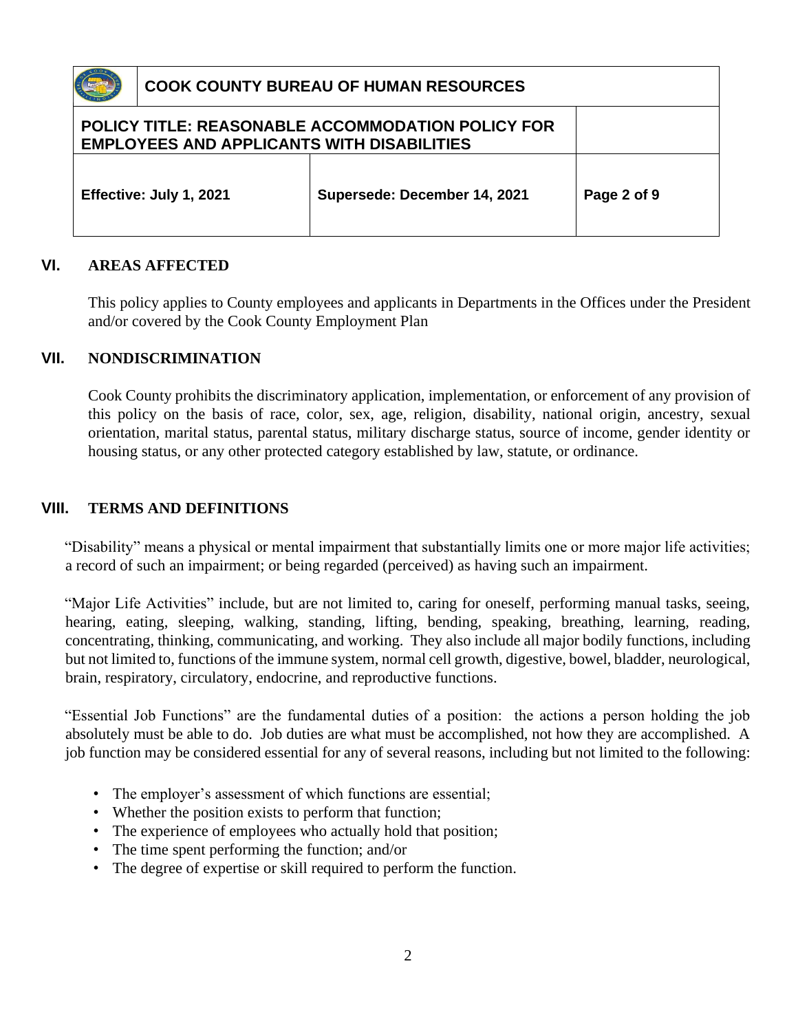## VI. AREAS AFFECTED

This policy applies to County employees and applicants in Departments in the Offices under the President and/or covered by the Cook County Employment Plan

## VII. NONDISCRIMINATION

Cook County prohibits the discriminatory application, implementation, or enforcement of any provision of this policy on the basis of race, color, sex, age, religion, disability, national origin, ancestry, sexual orientation, marital status, parental status, military discharge status, source of income, gender identity or housing status, or any other protected category established by law, statute, or ordinance.

## VIII. TERMS AND DEFINITIONS

"Disability" means a physical or mental impairment that substantially limits one or more major life activities; a record of such an impairment; or being regarded (perceived) as having such an impairment.

"Major Life Activities" include, but are not limited to, caring for oneself, performing manual tasks, seeing, hearing, eating, sleeping, walking, standing, lifting, bending, speaking, breathing, learning, reading, concentrating, thinking, communicating, and working. They also include all major bodily functions, including but not limited to, functions of the immune system, normal cell growth, digestive, bowel, bladder, neurological, brain, respiratory, circulatory, endocrine, and reproductive functions.

"Essential Job Functions" are the fundamental duties of a position: the actions a person holding the job absolutely must be able to do. Job duties are what must be accomplished, not how they are accomplished. A job function may be considered essential for any of several reasons, including but not limited to the following:

- The employer's assessment of which functions are essential;
- Whether the position exists to perform that function;
- The experience of employees who actually hold that position;
- The time spent performing the function; and/or
- The degree of expertise or skill required to perform the function.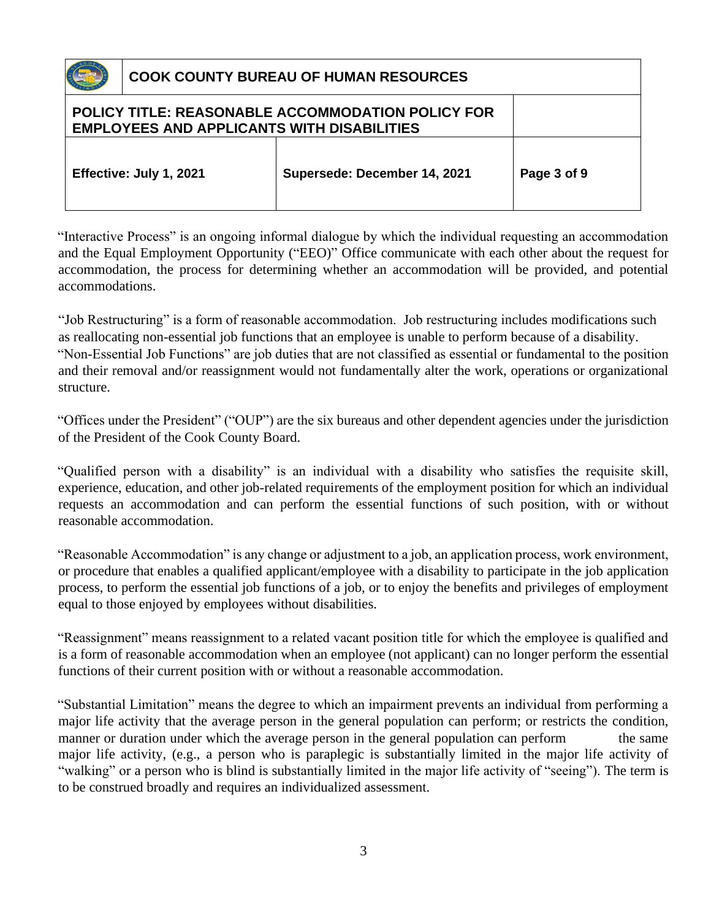"Interactive Process" is an ongoing informal dialogue by which the individual requesting an accommodation and the Equal Employment Opportunity ("EEO)" Office communicate with each other about the request for accommodation, the process for determining whether an accommodation will be provided, and potential accommodations.

"Job Restructuring" is a form of reasonable accommodation. Job restructuring includes modifications such as reallocating non-essential job functions that an employee is unable to perform because of a disability.

"Non-Essential Job Functions" are job duties that are not classified as essential or fundamental to the position and their removal and/or reassignment would not fundamentally alter the work, operations or organizational structure.

"Offices under the President" ("OUP") are the six bureaus and other dependent agencies under the jurisdiction of the President of the Cook County Board.

"Qualified person with a disability" is an individual with a disability who satisfies the requisite skill, experience, education, and other job-related requirements of the employment position for which an individual requests an accommodation and can perform the essential functions of such position, with or without reasonable accommodation.

"Reasonable Accommodation" is any change or adjustment to a job, an application process, work environment, or procedure that enables a qualified applicant/employee with a disability to participate in the job application process, to perform the essential job functions of a job, or to enjoy the benefits and privileges of employment equal to those enjoyed by employees without disabilities.

"Reassignment" means reassignment to a related vacant position title for which the employee is qualified and is a form of reasonable accommodation when an employee (not applicant) can no longer perform the essential functions of their current position with or without a reasonable accommodation.

"Substantial Limitation" means the degree to which an impairment prevents an individual from performing a major life activity that the average person in the general population can perform; or restricts the condition, manner or duration under which the average person in the general population can perform the same major life activity, (e.g., a person who is paraplegic is substantially limited in the major life activity of "walking" or a person who is blind is substantially limited in the major life activity of "seeing"). The term is to be construed broadly and requires an individualized assessment.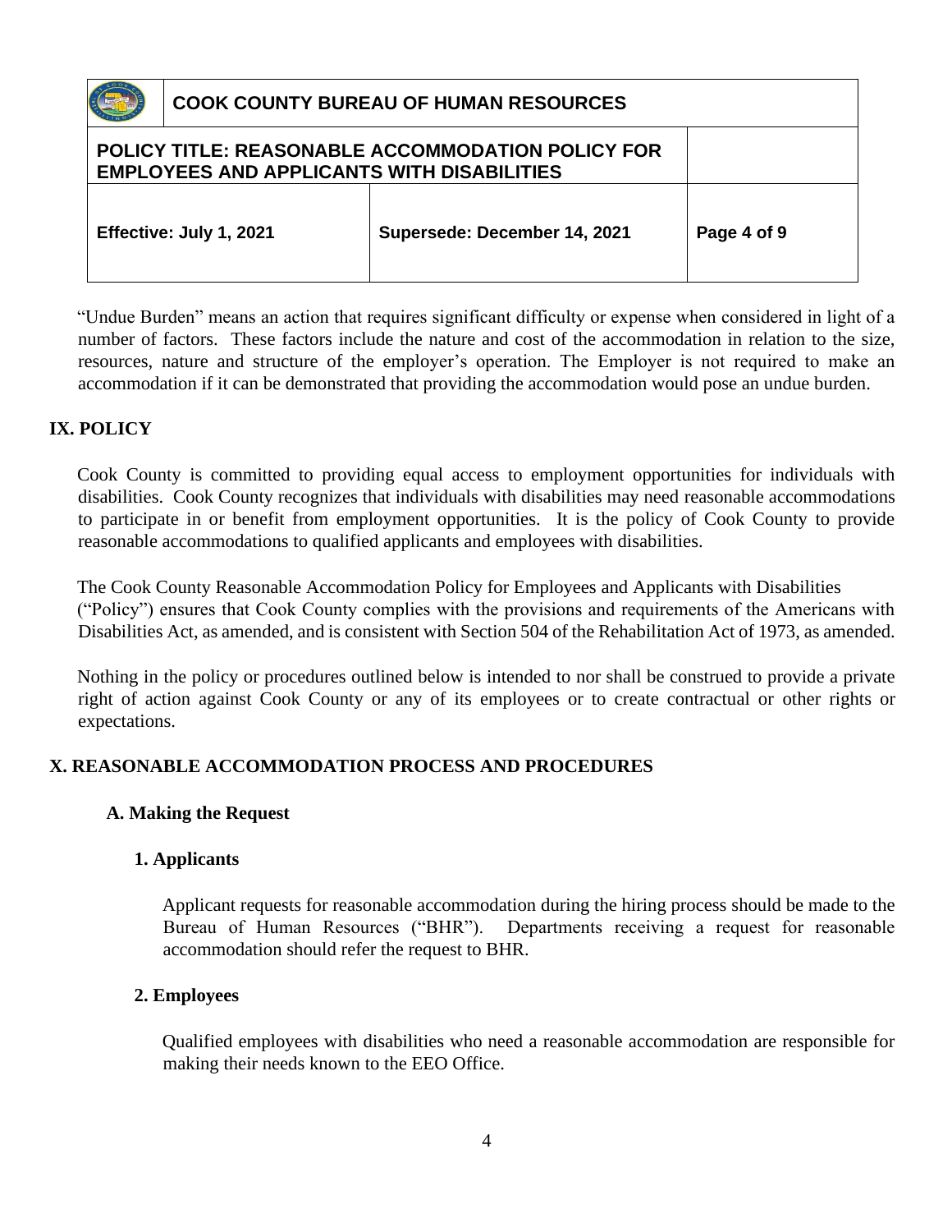"Undue Burden" means an action that requires significant difficulty or expense when considered in light of a number of factors. These factors include the nature and cost of the accommodation in relation to the size, resources, nature and structure of the employer's operation. The Employer is not required to make an accommodation if it can be demonstrated that providing the accommodation would pose an undue burden.

## IX. POLICY

Cook County is committed to providing equal access to employment opportunities for individuals with disabilities. Cook County recognizes that individuals with disabilities may need reasonable accommodations to participate in or benefit from employment opportunities. It is the policy of Cook County to provide reasonable accommodations to qualified applicants and employees with disabilities.

The Cook County Reasonable Accommodation Policy for Employees and Applicants with Disabilities ("Policy") ensures that Cook County complies with the provisions and requirements of the Americans with Disabilities Act, as amended, and is consistent with Section 504 of the Rehabilitation Act of 1973, as amended.

Nothing in the policy or procedures outlined below is intended to nor shall be construed to provide a private right of action against Cook County or any of its employees or to create contractual or other rights or expectations.

## X. REASONABLE ACCOMMODATION PROCESS AND PROCEDURES

### A. Making the Request

#### 1. Applicants

Applicant requests for reasonable accommodation during the hiring process should be made to the Bureau of Human Resources ("BHR"). Departments receiving a request for reasonable accommodation should refer the request to BHR.

#### 2. Employees

Qualified employees with disabilities who need a reasonable accommodation are responsible for making their needs known to the EEO Office.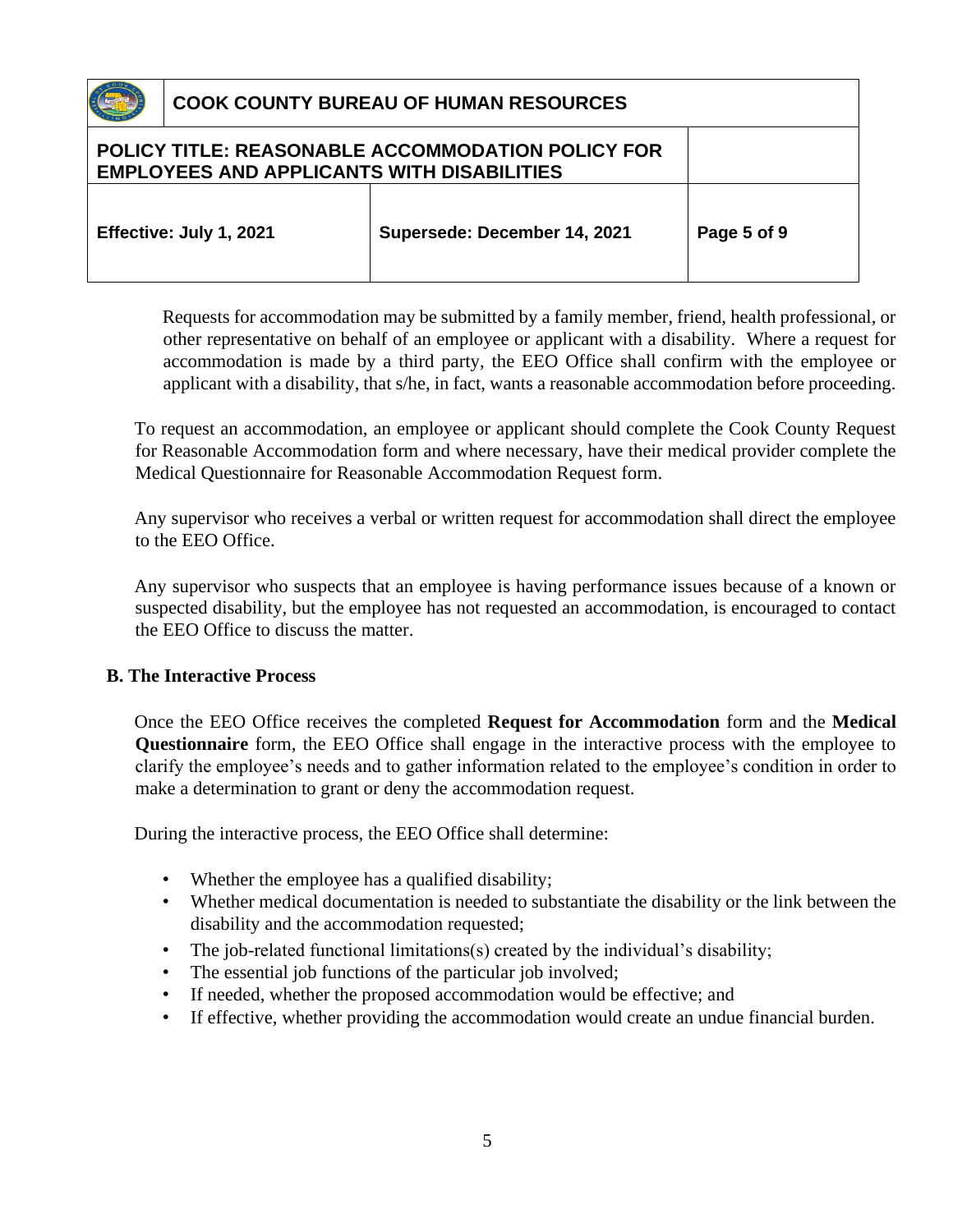Requests for accommodation may be submitted by a family member, friend, health professional, or other representative on behalf of an employee or applicant with a disability. Where a request for accommodation is made by a third party, the EEO Office shall confirm with the employee or applicant with a disability, that s/he, in fact, wants a reasonable accommodation before proceeding.

To request an accommodation, an employee or applicant should complete the Cook County Request for Reasonable Accommodation form and where necessary, have their medical provider complete the Medical Questionnaire for Reasonable Accommodation Request form.

Any supervisor who receives a verbal or written request for accommodation shall direct the employee to the EEO Office.

Any supervisor who suspects that an employee is having performance issues because of a known or suspected disability, but the employee has not requested an accommodation, is encouraged to contact the EEO Office to discuss the matter.

**B. The Interactive Process**

Once the EEO Office receives the completed **Request for Accommodation** form and the **Medical Questionnaire** form, the EEO Office shall engage in the interactive process with the employee to clarify the employee's needs and to gather information related to the employee's condition in order to make a determination to grant or deny the accommodation request.

During the interactive process, the EEO Office shall determine:

- Whether the employee has a qualified disability;
- Whether medical documentation is needed to substantiate the disability or the link between the disability and the accommodation requested;
- The job-related functional limitations(s) created by the individual's disability;
- The essential job functions of the particular job involved;
- If needed, whether the proposed accommodation would be effective; and
- If effective, whether providing the accommodation would create an undue financial burden.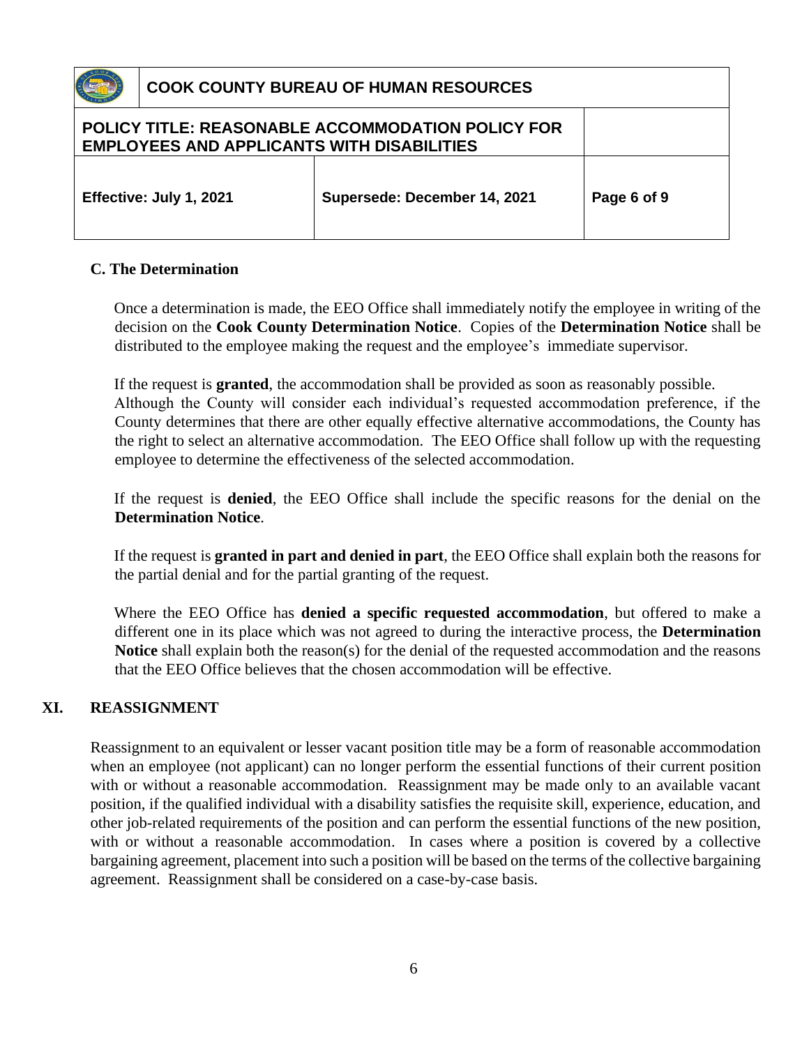### C. The Determination

Once a determination is made, the EEO Office shall immediately notify the employee in writing of the decision on the **Cook County Determination Notice**. Copies of the **Determination Notice** shall be distributed to the employee making the request and the employee's immediate supervisor.

If the request is **granted**, the accommodation shall be provided as soon as reasonably possible. Although the County will consider each individual's requested accommodation preference, if the County determines that there are other equally effective alternative accommodations, the County has the right to select an alternative accommodation. The EEO Office shall follow up with the requesting employee to determine the effectiveness of the selected accommodation.

If the request is **denied**, the EEO Office shall include the specific reasons for the denial on the **Determination Notice**.

If the request is **granted in part and denied in part**, the EEO Office shall explain both the reasons for the partial denial and for the partial granting of the request.

Where the EEO Office has **denied a specific requested accommodation**, but offered to make a different one in its place which was not agreed to during the interactive process, the **Determination Notice** shall explain both the reason(s) for the denial of the requested accommodation and the reasons that the EEO Office believes that the chosen accommodation will be effective.

## XI. REASSIGNMENT

Reassignment to an equivalent or lesser vacant position title may be a form of reasonable accommodation when an employee (not applicant) can no longer perform the essential functions of their current position with or without a reasonable accommodation. Reassignment may be made only to an available vacant position, if the qualified individual with a disability satisfies the requisite skill, experience, education, and other job-related requirements of the position and can perform the essential functions of the new position, with or without a reasonable accommodation. In cases where a position is covered by a collective bargaining agreement, placement into such a position will be based on the terms of the collective bargaining agreement. Reassignment shall be considered on a case-by-case basis.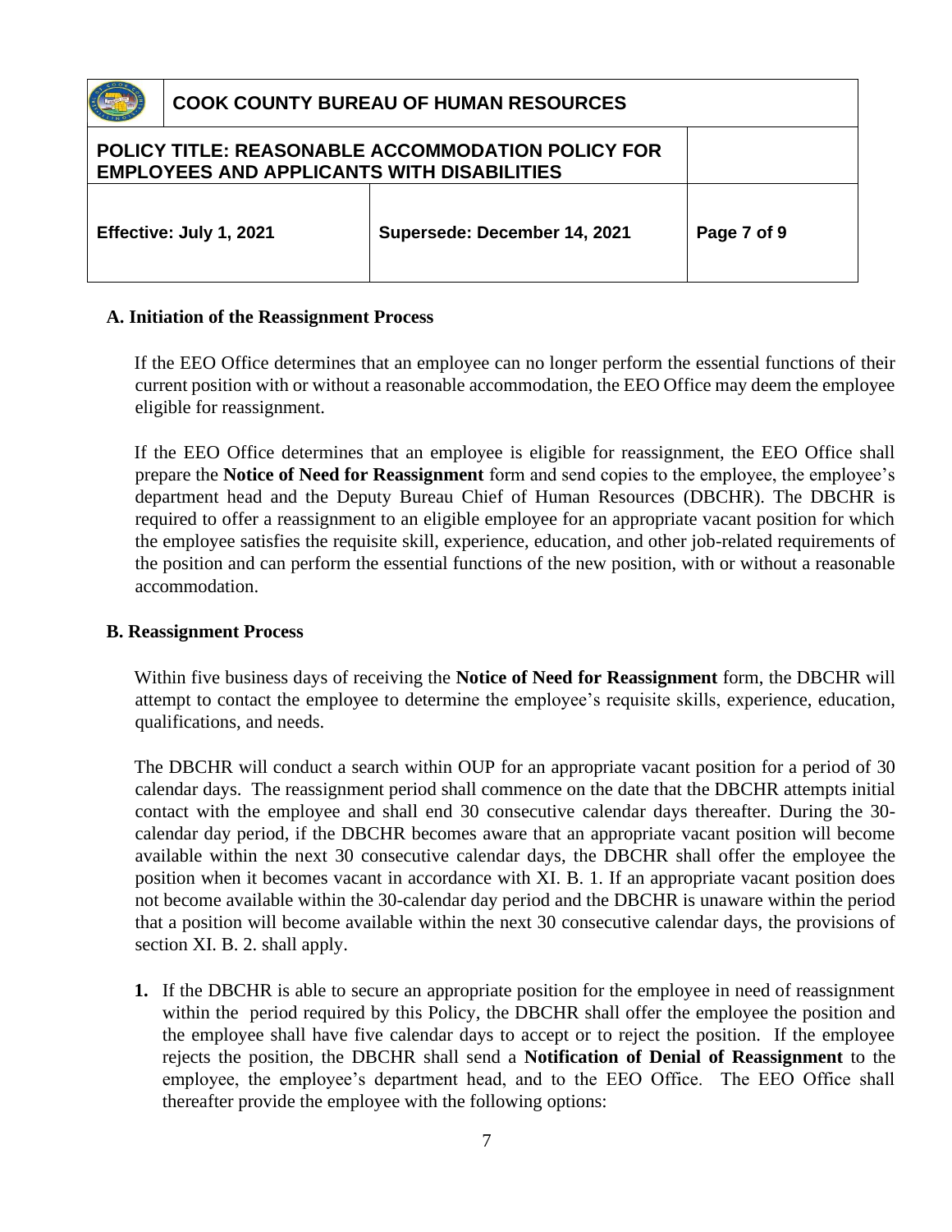### A. Initiation of the Reassignment Process

If the EEO Office determines that an employee can no longer perform the essential functions of their current position with or without a reasonable accommodation, the EEO Office may deem the employee eligible for reassignment.

If the EEO Office determines that an employee is eligible for reassignment, the EEO Office shall prepare the **Notice of Need for Reassignment** form and send copies to the employee, the employee's department head and the Deputy Bureau Chief of Human Resources (DBCHR). The DBCHR is required to offer a reassignment to an eligible employee for an appropriate vacant position for which the employee satisfies the requisite skill, experience, education, and other job-related requirements of the position and can perform the essential functions of the new position, with or without a reasonable accommodation.

### B. Reassignment Process

Within five business days of receiving the **Notice of Need for Reassignment** form, the DBCHR will attempt to contact the employee to determine the employee's requisite skills, experience, education, qualifications, and needs.

The DBCHR will conduct a search within OUP for an appropriate vacant position for a period of 30 calendar days. The reassignment period shall commence on the date that the DBCHR attempts initial contact with the employee and shall end 30 consecutive calendar days thereafter. During the 30-calendar day period, if the DBCHR becomes aware that an appropriate vacant position will become available within the next 30 consecutive calendar days, the DBCHR shall offer the employee the position when it becomes vacant in accordance with XI. B. 1. If an appropriate vacant position does not become available within the 30-calendar day period and the DBCHR is unaware within the period that a position will become available within the next 30 consecutive calendar days, the provisions of section XI. B. 2. shall apply.

1. If the DBCHR is able to secure an appropriate position for the employee in need of reassignment within the period required by this Policy, the DBCHR shall offer the employee the position and the employee shall have five calendar days to accept or to reject the position. If the employee rejects the position, the DBCHR shall send a **Notification of Denial of Reassignment** to the employee, the employee's department head, and to the EEO Office. The EEO Office shall thereafter provide the employee with the following options: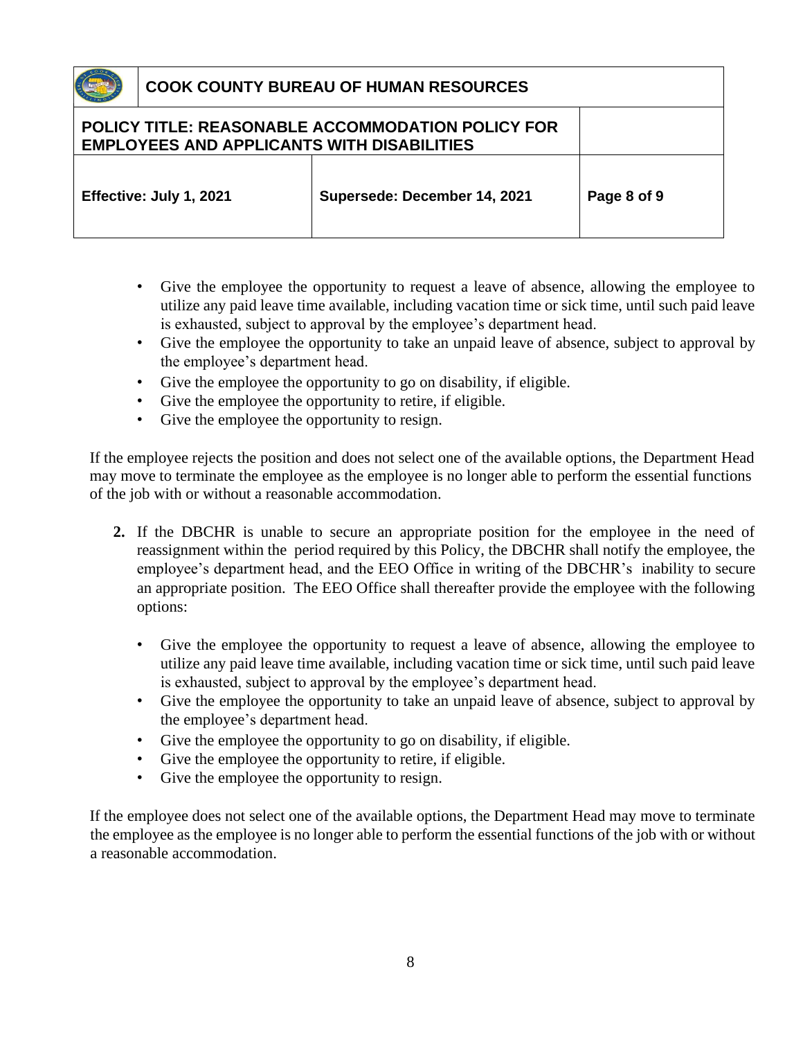- Give the employee the opportunity to request a leave of absence, allowing the employee to utilize any paid leave time available, including vacation time or sick time, until such paid leave is exhausted, subject to approval by the employee's department head.
- Give the employee the opportunity to take an unpaid leave of absence, subject to approval by the employee's department head.
- Give the employee the opportunity to go on disability, if eligible.
- Give the employee the opportunity to retire, if eligible.
- Give the employee the opportunity to resign.

If the employee rejects the position and does not select one of the available options, the Department Head may move to terminate the employee as the employee is no longer able to perform the essential functions of the job with or without a reasonable accommodation.

2. If the DBCHR is unable to secure an appropriate position for the employee in the need of reassignment within the period required by this Policy, the DBCHR shall notify the employee, the employee's department head, and the EEO Office in writing of the DBCHR's inability to secure an appropriate position. The EEO Office shall thereafter provide the employee with the following options:

   - Give the employee the opportunity to request a leave of absence, allowing the employee to utilize any paid leave time available, including vacation time or sick time, until such paid leave is exhausted, subject to approval by the employee's department head.
   - Give the employee the opportunity to take an unpaid leave of absence, subject to approval by the employee's department head.
   - Give the employee the opportunity to go on disability, if eligible.
   - Give the employee the opportunity to retire, if eligible.
   - Give the employee the opportunity to resign.

If the employee does not select one of the available options, the Department Head may move to terminate the employee as the employee is no longer able to perform the essential functions of the job with or without a reasonable accommodation.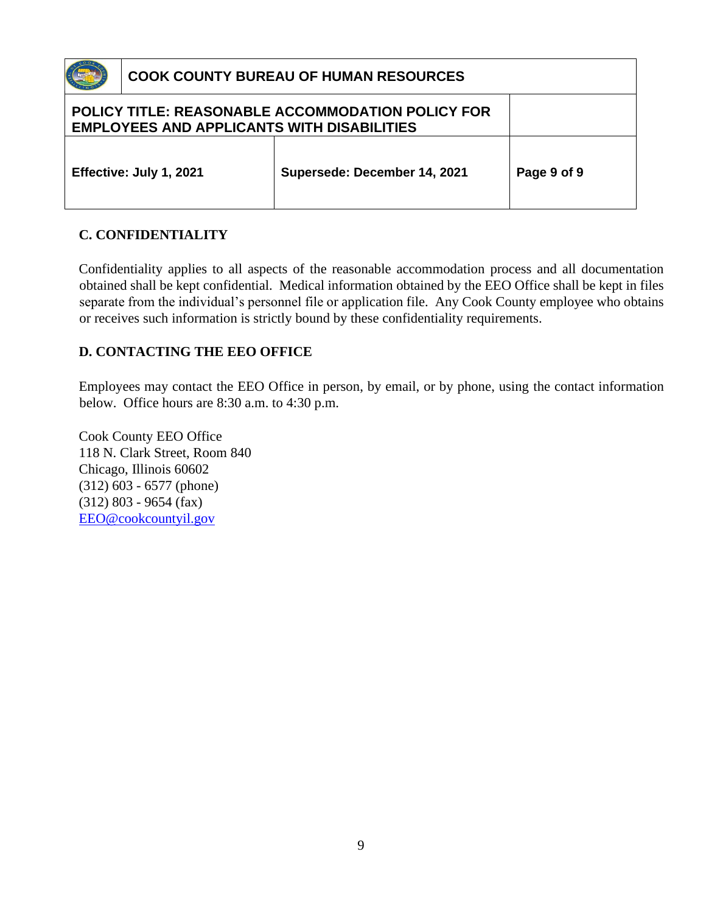## C. CONFIDENTIALITY

Confidentiality applies to all aspects of the reasonable accommodation process and all documentation obtained shall be kept confidential. Medical information obtained by the EEO Office shall be kept in files separate from the individual's personnel file or application file. Any Cook County employee who obtains or receives such information is strictly bound by these confidentiality requirements.

## D. CONTACTING THE EEO OFFICE

Employees may contact the EEO Office in person, by email, or by phone, using the contact information below. Office hours are 8:30 a.m. to 4:30 p.m.

Cook County EEO Office
118 N. Clark Street, Room 840
Chicago, Illinois 60602
(312) 603 - 6577 (phone)
(312) 803 - 9654 (fax)
EEO@cookcountyil.gov